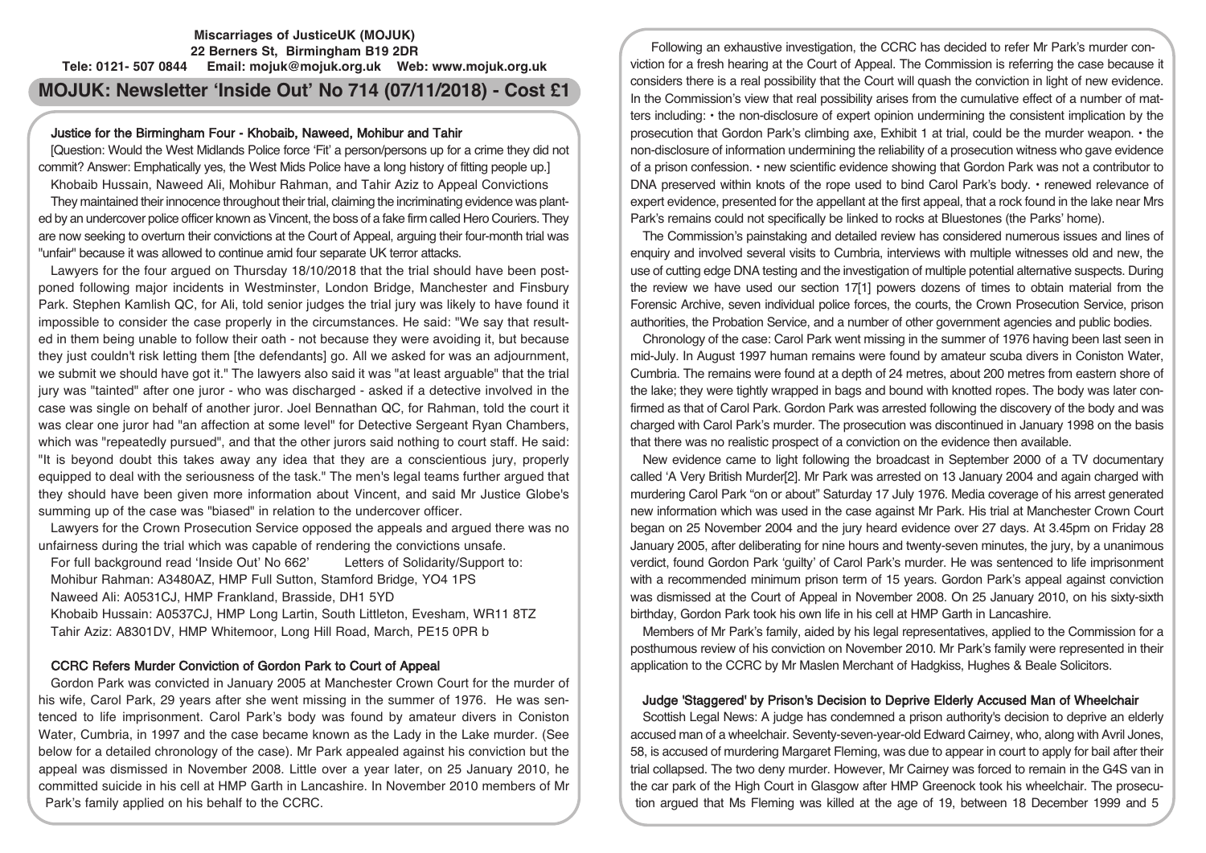**Miscarriages of JusticeUK (MOJUK)**
**22 Berners St, Birmingham B19 2DR**
**Tele: 0121- 507 0844 Email: mojuk@mojuk.org.uk Web: www.mojuk.org.uk**

# MOJUK: Newsletter 'Inside Out' No 714 (07/11/2018) - Cost £1

## Justice for the Birmingham Four - Khobaib, Naweed, Mohibur and Tahir

[Question: Would the West Midlands Police force 'Fit' a person/persons up for a crime they did not commit? Answer: Emphatically yes, the West Mids Police have a long history of fitting people up.]

Khobaib Hussain, Naweed Ali, Mohibur Rahman, and Tahir Aziz to Appeal Convictions

They maintained their innocence throughout their trial, claiming the incriminating evidence was planted by an undercover police officer known as Vincent, the boss of a fake firm called Hero Couriers. They are now seeking to overturn their convictions at the Court of Appeal, arguing their four-month trial was "unfair" because it was allowed to continue amid four separate UK terror attacks.

Lawyers for the four argued on Thursday 18/10/2018 that the trial should have been postponed following major incidents in Westminster, London Bridge, Manchester and Finsbury Park. Stephen Kamlish QC, for Ali, told senior judges the trial jury was likely to have found it impossible to consider the case properly in the circumstances. He said: "We say that resulted in them being unable to follow their oath - not because they were avoiding it, but because they just couldn't risk letting them [the defendants] go. All we asked for was an adjournment, we submit we should have got it." The lawyers also said it was "at least arguable" that the trial jury was "tainted" after one juror - who was discharged - asked if a detective involved in the case was single on behalf of another juror. Joel Bennathan QC, for Rahman, told the court it was clear one juror had "an affection at some level" for Detective Sergeant Ryan Chambers, which was "repeatedly pursued", and that the other jurors said nothing to court staff. He said: "It is beyond doubt this takes away any idea that they are a conscientious jury, properly equipped to deal with the seriousness of the task." The men's legal teams further argued that they should have been given more information about Vincent, and said Mr Justice Globe's summing up of the case was "biased" in relation to the undercover officer.

Lawyers for the Crown Prosecution Service opposed the appeals and argued there was no unfairness during the trial which was capable of rendering the convictions unsafe.

For full background read 'Inside Out' No 662' Letters of Solidarity/Support to:

Mohibur Rahman: A3480AZ, HMP Full Sutton, Stamford Bridge, YO4 1PS
Naweed Ali: A0531CJ, HMP Frankland, Brasside, DH1 5YD
Khobaib Hussain: A0537CJ, HMP Long Lartin, South Littleton, Evesham, WR11 8TZ
Tahir Aziz: A8301DV, HMP Whitemoor, Long Hill Road, March, PE15 0PR b

## CCRC Refers Murder Conviction of Gordon Park to Court of Appeal

Gordon Park was convicted in January 2005 at Manchester Crown Court for the murder of his wife, Carol Park, 29 years after she went missing in the summer of 1976. He was sentenced to life imprisonment. Carol Park's body was found by amateur divers in Coniston Water, Cumbria, in 1997 and the case became known as the Lady in the Lake murder. (See below for a detailed chronology of the case). Mr Park appealed against his conviction but the appeal was dismissed in November 2008. Little over a year later, on 25 January 2010, he committed suicide in his cell at HMP Garth in Lancashire. In November 2010 members of Mr Park's family applied on his behalf to the CCRC.

Following an exhaustive investigation, the CCRC has decided to refer Mr Park's murder conviction for a fresh hearing at the Court of Appeal. The Commission is referring the case because it considers there is a real possibility that the Court will quash the conviction in light of new evidence. In the Commission's view that real possibility arises from the cumulative effect of a number of matters including: • the non-disclosure of expert opinion undermining the consistent implication by the prosecution that Gordon Park's climbing axe, Exhibit 1 at trial, could be the murder weapon. • the non-disclosure of information undermining the reliability of a prosecution witness who gave evidence of a prison confession. • new scientific evidence showing that Gordon Park was not a contributor to DNA preserved within knots of the rope used to bind Carol Park's body. • renewed relevance of expert evidence, presented for the appellant at the first appeal, that a rock found in the lake near Mrs Park's remains could not specifically be linked to rocks at Bluestones (the Parks' home).

The Commission's painstaking and detailed review has considered numerous issues and lines of enquiry and involved several visits to Cumbria, interviews with multiple witnesses old and new, the use of cutting edge DNA testing and the investigation of multiple potential alternative suspects. During the review we have used our section 17[1] powers dozens of times to obtain material from the Forensic Archive, seven individual police forces, the courts, the Crown Prosecution Service, prison authorities, the Probation Service, and a number of other government agencies and public bodies.

Chronology of the case: Carol Park went missing in the summer of 1976 having been last seen in mid-July. In August 1997 human remains were found by amateur scuba divers in Coniston Water, Cumbria. The remains were found at a depth of 24 metres, about 200 metres from eastern shore of the lake; they were tightly wrapped in bags and bound with knotted ropes. The body was later confirmed as that of Carol Park. Gordon Park was arrested following the discovery of the body and was charged with Carol Park's murder. The prosecution was discontinued in January 1998 on the basis that there was no realistic prospect of a conviction on the evidence then available.

New evidence came to light following the broadcast in September 2000 of a TV documentary called 'A Very British Murder[2]. Mr Park was arrested on 13 January 2004 and again charged with murdering Carol Park "on or about" Saturday 17 July 1976. Media coverage of his arrest generated new information which was used in the case against Mr Park. His trial at Manchester Crown Court began on 25 November 2004 and the jury heard evidence over 27 days. At 3.45pm on Friday 28 January 2005, after deliberating for nine hours and twenty-seven minutes, the jury, by a unanimous verdict, found Gordon Park 'guilty' of Carol Park's murder. He was sentenced to life imprisonment with a recommended minimum prison term of 15 years. Gordon Park's appeal against conviction was dismissed at the Court of Appeal in November 2008. On 25 January 2010, on his sixty-sixth birthday, Gordon Park took his own life in his cell at HMP Garth in Lancashire.

Members of Mr Park's family, aided by his legal representatives, applied to the Commission for a posthumous review of his conviction on November 2010. Mr Park's family were represented in their application to the CCRC by Mr Maslen Merchant of Hadgkiss, Hughes & Beale Solicitors.

## Judge 'Staggered' by Prison's Decision to Deprive Elderly Accused Man of Wheelchair

Scottish Legal News: A judge has condemned a prison authority's decision to deprive an elderly accused man of a wheelchair. Seventy-seven-year-old Edward Cairney, who, along with Avril Jones, 58, is accused of murdering Margaret Fleming, was due to appear in court to apply for bail after their trial collapsed. The two deny murder. However, Mr Cairney was forced to remain in the G4S van in the car park of the High Court in Glasgow after HMP Greenock took his wheelchair. The prosecution argued that Ms Fleming was killed at the age of 19, between 18 December 1999 and 5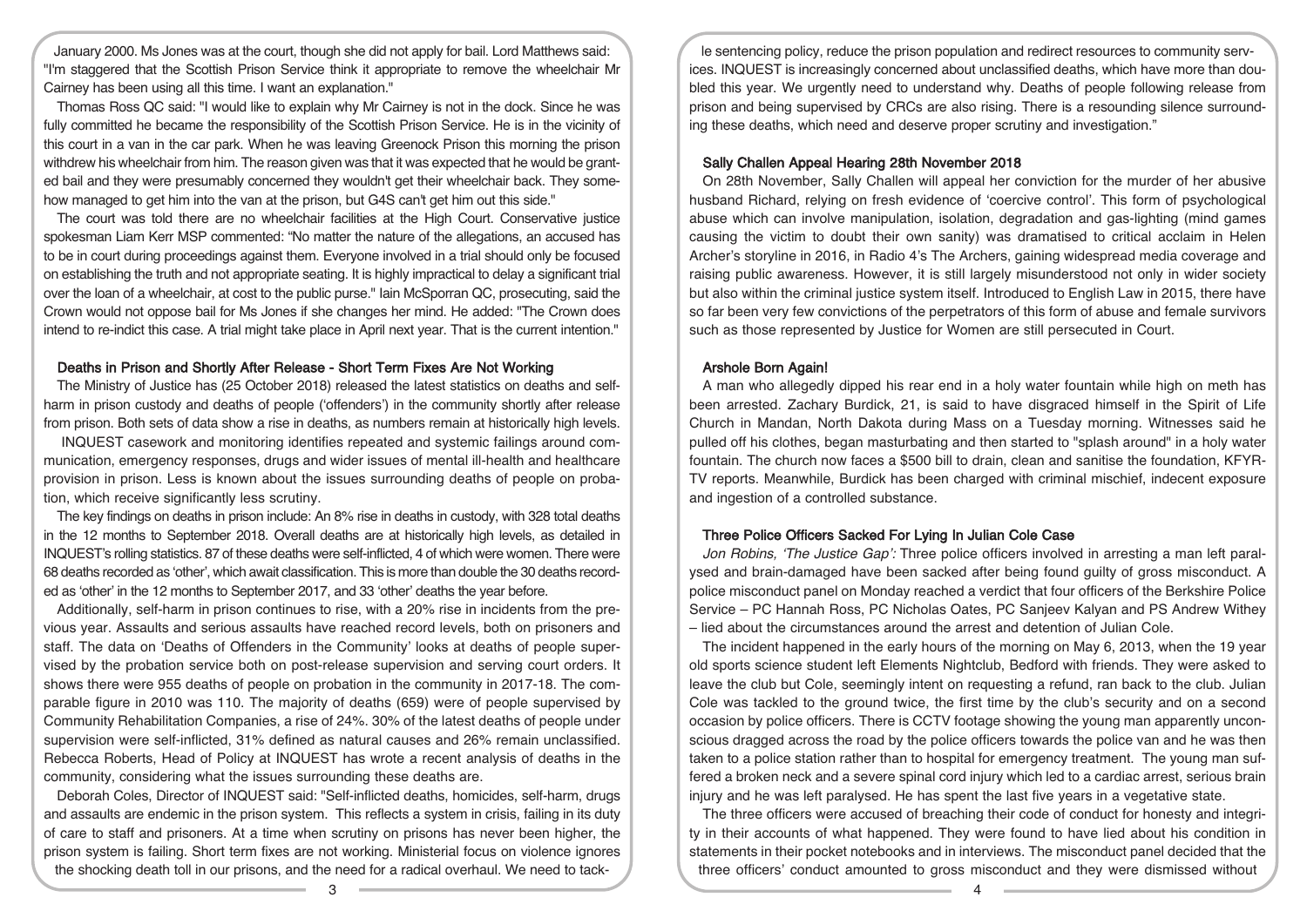January 2000. Ms Jones was at the court, though she did not apply for bail. Lord Matthews said: "I'm staggered that the Scottish Prison Service think it appropriate to remove the wheelchair Mr Cairney has been using all this time. I want an explanation."

Thomas Ross QC said: "I would like to explain why Mr Cairney is not in the dock. Since he was fully committed he became the responsibility of the Scottish Prison Service. He is in the vicinity of this court in a van in the car park. When he was leaving Greenock Prison this morning the prison withdrew his wheelchair from him. The reason given was that it was expected that he would be granted bail and they were presumably concerned they wouldn't get their wheelchair back. They somehow managed to get him into the van at the prison, but G4S can't get him out this side."

The court was told there are no wheelchair facilities at the High Court. Conservative justice spokesman Liam Kerr MSP commented: "No matter the nature of the allegations, an accused has to be in court during proceedings against them. Everyone involved in a trial should only be focused on establishing the truth and not appropriate seating. It is highly impractical to delay a significant trial over the loan of a wheelchair, at cost to the public purse." Iain McSporran QC, prosecuting, said the Crown would not oppose bail for Ms Jones if she changes her mind. He added: "The Crown does intend to re-indict this case. A trial might take place in April next year. That is the current intention."

### Deaths in Prison and Shortly After Release - Short Term Fixes Are Not Working

The Ministry of Justice has (25 October 2018) released the latest statistics on deaths and self-harm in prison custody and deaths of people ('offenders') in the community shortly after release from prison. Both sets of data show a rise in deaths, as numbers remain at historically high levels.

INQUEST casework and monitoring identifies repeated and systemic failings around communication, emergency responses, drugs and wider issues of mental ill-health and healthcare provision in prison. Less is known about the issues surrounding deaths of people on probation, which receive significantly less scrutiny.

The key findings on deaths in prison include: An 8% rise in deaths in custody, with 328 total deaths in the 12 months to September 2018. Overall deaths are at historically high levels, as detailed in INQUEST's rolling statistics. 87 of these deaths were self-inflicted, 4 of which were women. There were 68 deaths recorded as 'other', which await classification. This is more than double the 30 deaths recorded as 'other' in the 12 months to September 2017, and 33 'other' deaths the year before.

Additionally, self-harm in prison continues to rise, with a 20% rise in incidents from the previous year. Assaults and serious assaults have reached record levels, both on prisoners and staff. The data on 'Deaths of Offenders in the Community' looks at deaths of people supervised by the probation service both on post-release supervision and serving court orders. It shows there were 955 deaths of people on probation in the community in 2017-18. The comparable figure in 2010 was 110. The majority of deaths (659) were of people supervised by Community Rehabilitation Companies, a rise of 24%. 30% of the latest deaths of people under supervision were self-inflicted, 31% defined as natural causes and 26% remain unclassified. Rebecca Roberts, Head of Policy at INQUEST has wrote a recent analysis of deaths in the community, considering what the issues surrounding these deaths are.

Deborah Coles, Director of INQUEST said: "Self-inflicted deaths, homicides, self-harm, drugs and assaults are endemic in the prison system. This reflects a system in crisis, failing in its duty of care to staff and prisoners. At a time when scrutiny on prisons has never been higher, the prison system is failing. Short term fixes are not working. Ministerial focus on violence ignores the shocking death toll in our prisons, and the need for a radical overhaul. We need to tackle sentencing policy, reduce the prison population and redirect resources to community services. INQUEST is increasingly concerned about unclassified deaths, which have more than doubled this year. We urgently need to understand why. Deaths of people following release from prison and being supervised by CRCs are also rising. There is a resounding silence surrounding these deaths, which need and deserve proper scrutiny and investigation."

### Sally Challen Appeal Hearing 28th November 2018

On 28th November, Sally Challen will appeal her conviction for the murder of her abusive husband Richard, relying on fresh evidence of 'coercive control'. This form of psychological abuse which can involve manipulation, isolation, degradation and gas-lighting (mind games causing the victim to doubt their own sanity) was dramatised to critical acclaim in Helen Archer's storyline in 2016, in Radio 4's The Archers, gaining widespread media coverage and raising public awareness. However, it is still largely misunderstood not only in wider society but also within the criminal justice system itself. Introduced to English Law in 2015, there have so far been very few convictions of the perpetrators of this form of abuse and female survivors such as those represented by Justice for Women are still persecuted in Court.

### Arshole Born Again!

A man who allegedly dipped his rear end in a holy water fountain while high on meth has been arrested. Zachary Burdick, 21, is said to have disgraced himself in the Spirit of Life Church in Mandan, North Dakota during Mass on a Tuesday morning. Witnesses said he pulled off his clothes, began masturbating and then started to "splash around" in a holy water fountain. The church now faces a $500 bill to drain, clean and sanitise the foundation, KFYR-TV reports. Meanwhile, Burdick has been charged with criminal mischief, indecent exposure and ingestion of a controlled substance.

### Three Police Officers Sacked For Lying In Julian Cole Case

*Jon Robins, 'The Justice Gap':* Three police officers involved in arresting a man left paralysed and brain-damaged have been sacked after being found guilty of gross misconduct. A police misconduct panel on Monday reached a verdict that four officers of the Berkshire Police Service – PC Hannah Ross, PC Nicholas Oates, PC Sanjeev Kalyan and PS Andrew Withey – lied about the circumstances around the arrest and detention of Julian Cole.

The incident happened in the early hours of the morning on May 6, 2013, when the 19 year old sports science student left Elements Nightclub, Bedford with friends. They were asked to leave the club but Cole, seemingly intent on requesting a refund, ran back to the club. Julian Cole was tackled to the ground twice, the first time by the club's security and on a second occasion by police officers. There is CCTV footage showing the young man apparently unconscious dragged across the road by the police officers towards the police van and he was then taken to a police station rather than to hospital for emergency treatment. The young man suffered a broken neck and a severe spinal cord injury which led to a cardiac arrest, serious brain injury and he was left paralysed. He has spent the last five years in a vegetative state.

The three officers were accused of breaching their code of conduct for honesty and integrity in their accounts of what happened. They were found to have lied about his condition in statements in their pocket notebooks and in interviews. The misconduct panel decided that the three officers' conduct amounted to gross misconduct and they were dismissed without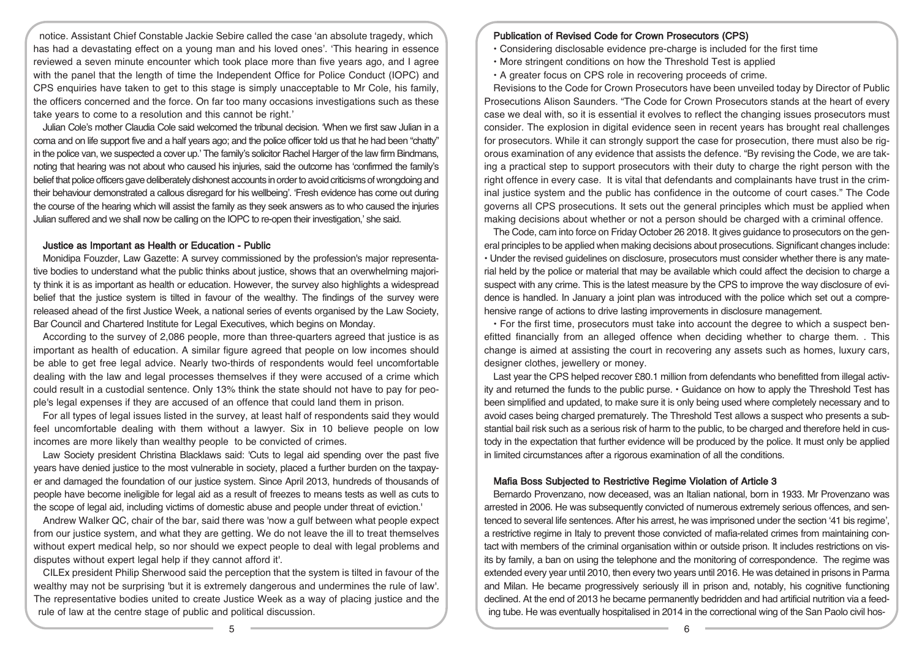notice. Assistant Chief Constable Jackie Sebire called the case 'an absolute tragedy, which has had a devastating effect on a young man and his loved ones'. 'This hearing in essence reviewed a seven minute encounter which took place more than five years ago, and I agree with the panel that the length of time the Independent Office for Police Conduct (IOPC) and CPS enquiries have taken to get to this stage is simply unacceptable to Mr Cole, his family, the officers concerned and the force. On far too many occasions investigations such as these take years to come to a resolution and this cannot be right.'

Julian Cole's mother Claudia Cole said welcomed the tribunal decision. 'When we first saw Julian in a coma and on life support five and a half years ago; and the police officer told us that he had been "chatty" in the police van, we suspected a cover up.' The family's solicitor Rachel Harger of the law firm Bindmans, noting that hearing was not about who caused his injuries, said the outcome has 'confirmed the family's belief that police officers gave deliberately dishonest accounts in order to avoid criticisms of wrongdoing and their behaviour demonstrated a callous disregard for his wellbeing'. 'Fresh evidence has come out during the course of the hearing which will assist the family as they seek answers as to who caused the injuries Julian suffered and we shall now be calling on the IOPC to re-open their investigation,' she said.

### Justice as Important as Health or Education - Public

Monidipa Fouzder, Law Gazette: A survey commissioned by the profession's major representative bodies to understand what the public thinks about justice, shows that an overwhelming majority think it is as important as health or education. However, the survey also highlights a widespread belief that the justice system is tilted in favour of the wealthy. The findings of the survey were released ahead of the first Justice Week, a national series of events organised by the Law Society, Bar Council and Chartered Institute for Legal Executives, which begins on Monday.

According to the survey of 2,086 people, more than three-quarters agreed that justice is as important as health of education. A similar figure agreed that people on low incomes should be able to get free legal advice. Nearly two-thirds of respondents would feel uncomfortable dealing with the law and legal processes themselves if they were accused of a crime which could result in a custodial sentence. Only 13% think the state should not have to pay for people's legal expenses if they are accused of an offence that could land them in prison.

For all types of legal issues listed in the survey, at least half of respondents said they would feel uncomfortable dealing with them without a lawyer. Six in 10 believe people on low incomes are more likely than wealthy people to be convicted of crimes.

Law Society president Christina Blacklaws said: 'Cuts to legal aid spending over the past five years have denied justice to the most vulnerable in society, placed a further burden on the taxpayer and damaged the foundation of our justice system. Since April 2013, hundreds of thousands of people have become ineligible for legal aid as a result of freezes to means tests as well as cuts to the scope of legal aid, including victims of domestic abuse and people under threat of eviction.'

Andrew Walker QC, chair of the bar, said there was 'now a gulf between what people expect from our justice system, and what they are getting. We do not leave the ill to treat themselves without expert medical help, so nor should we expect people to deal with legal problems and disputes without expert legal help if they cannot afford it'.

CILEx president Philip Sherwood said the perception that the system is tilted in favour of the wealthy may not be surprising 'but it is extremely dangerous and undermines the rule of law'. The representative bodies united to create Justice Week as a way of placing justice and the rule of law at the centre stage of public and political discussion.

### Publication of Revised Code for Crown Prosecutors (CPS)

- Considering disclosable evidence pre-charge is included for the first time
- More stringent conditions on how the Threshold Test is applied
- A greater focus on CPS role in recovering proceeds of crime.

Revisions to the Code for Crown Prosecutors have been unveiled today by Director of Public Prosecutions Alison Saunders. "The Code for Crown Prosecutors stands at the heart of every case we deal with, so it is essential it evolves to reflect the changing issues prosecutors must consider. The explosion in digital evidence seen in recent years has brought real challenges for prosecutors. While it can strongly support the case for prosecution, there must also be rigorous examination of any evidence that assists the defence. "By revising the Code, we are taking a practical step to support prosecutors with their duty to charge the right person with the right offence in every case. It is vital that defendants and complainants have trust in the criminal justice system and the public has confidence in the outcome of court cases." The Code governs all CPS prosecutions. It sets out the general principles which must be applied when making decisions about whether or not a person should be charged with a criminal offence.

The Code, cam into force on Friday October 26 2018. It gives guidance to prosecutors on the general principles to be applied when making decisions about prosecutions. Significant changes include:

- Under the revised guidelines on disclosure, prosecutors must consider whether there is any material held by the police or material that may be available which could affect the decision to charge a suspect with any crime. This is the latest measure by the CPS to improve the way disclosure of evidence is handled. In January a joint plan was introduced with the police which set out a comprehensive range of actions to drive lasting improvements in disclosure management.
- For the first time, prosecutors must take into account the degree to which a suspect benefitted financially from an alleged offence when deciding whether to charge them. . This change is aimed at assisting the court in recovering any assets such as homes, luxury cars, designer clothes, jewellery or money.

Last year the CPS helped recover £80.1 million from defendants who benefitted from illegal activity and returned the funds to the public purse. • Guidance on how to apply the Threshold Test has been simplified and updated, to make sure it is only being used where completely necessary and to avoid cases being charged prematurely. The Threshold Test allows a suspect who presents a substantial bail risk such as a serious risk of harm to the public, to be charged and therefore held in custody in the expectation that further evidence will be produced by the police. It must only be applied in limited circumstances after a rigorous examination of all the conditions.

### Mafia Boss Subjected to Restrictive Regime Violation of Article 3

Bernardo Provenzano, now deceased, was an Italian national, born in 1933. Mr Provenzano was arrested in 2006. He was subsequently convicted of numerous extremely serious offences, and sentenced to several life sentences. After his arrest, he was imprisoned under the section '41 bis regime', a restrictive regime in Italy to prevent those convicted of mafia-related crimes from maintaining contact with members of the criminal organisation within or outside prison. It includes restrictions on visits by family, a ban on using the telephone and the monitoring of correspondence. The regime was extended every year until 2010, then every two years until 2016. He was detained in prisons in Parma and Milan. He became progressively seriously ill in prison and, notably, his cognitive functioning declined. At the end of 2013 he became permanently bedridden and had artificial nutrition via a feeding tube. He was eventually hospitalised in 2014 in the correctional wing of the San Paolo civil hos-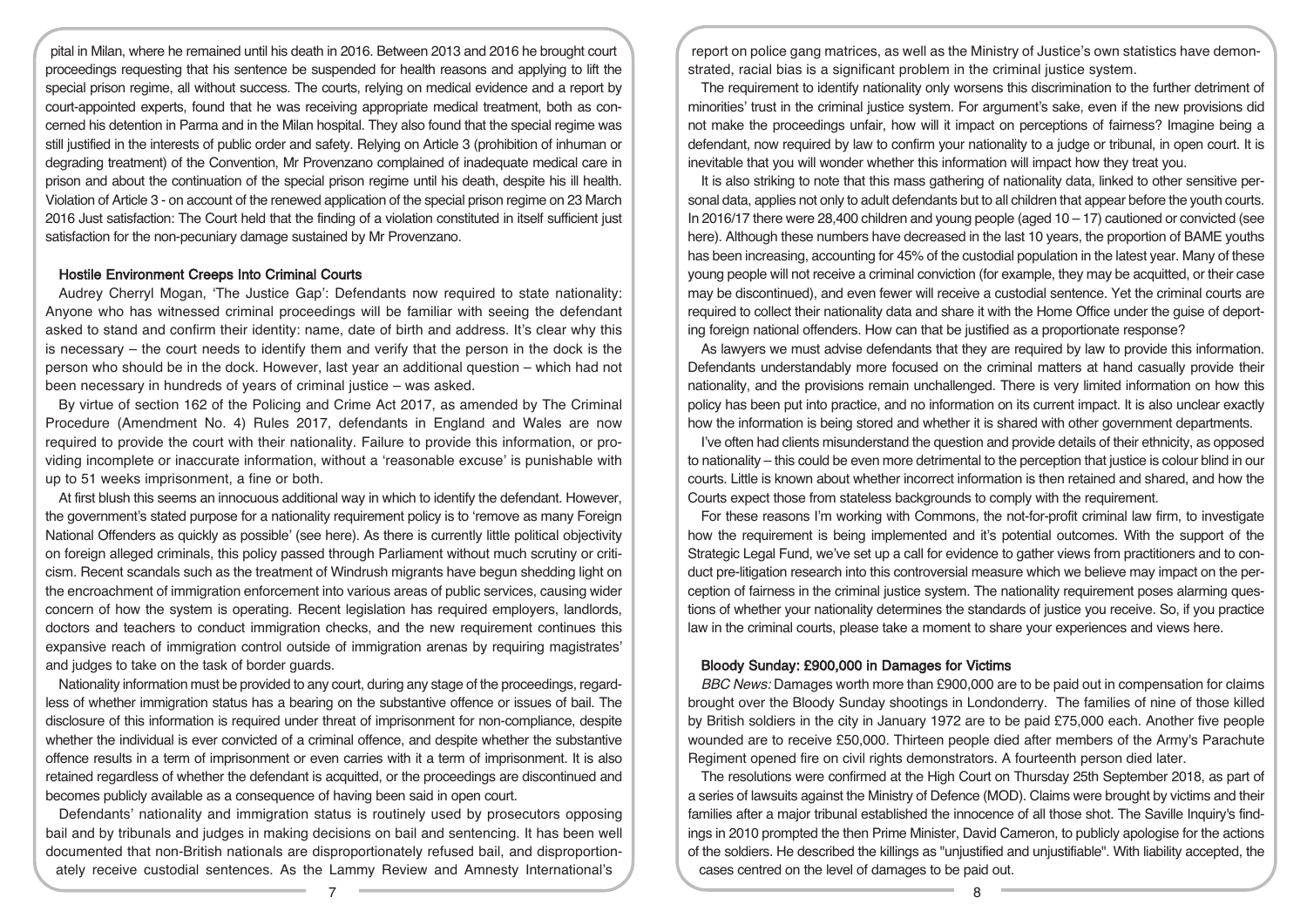pital in Milan, where he remained until his death in 2016. Between 2013 and 2016 he brought court proceedings requesting that his sentence be suspended for health reasons and applying to lift the special prison regime, all without success. The courts, relying on medical evidence and a report by court-appointed experts, found that he was receiving appropriate medical treatment, both as concerned his detention in Parma and in the Milan hospital. They also found that the special regime was still justified in the interests of public order and safety. Relying on Article 3 (prohibition of inhuman or degrading treatment) of the Convention, Mr Provenzano complained of inadequate medical care in prison and about the continuation of the special prison regime until his death, despite his ill health. Violation of Article 3 - on account of the renewed application of the special prison regime on 23 March 2016 Just satisfaction: The Court held that the finding of a violation constituted in itself sufficient just satisfaction for the non-pecuniary damage sustained by Mr Provenzano.

### Hostile Environment Creeps Into Criminal Courts

Audrey Cherryl Mogan, 'The Justice Gap': Defendants now required to state nationality: Anyone who has witnessed criminal proceedings will be familiar with seeing the defendant asked to stand and confirm their identity: name, date of birth and address. It's clear why this is necessary – the court needs to identify them and verify that the person in the dock is the person who should be in the dock. However, last year an additional question – which had not been necessary in hundreds of years of criminal justice – was asked.

By virtue of section 162 of the Policing and Crime Act 2017, as amended by The Criminal Procedure (Amendment No. 4) Rules 2017, defendants in England and Wales are now required to provide the court with their nationality. Failure to provide this information, or providing incomplete or inaccurate information, without a 'reasonable excuse' is punishable with up to 51 weeks imprisonment, a fine or both.

At first blush this seems an innocuous additional way in which to identify the defendant. However, the government's stated purpose for a nationality requirement policy is to 'remove as many Foreign National Offenders as quickly as possible' (see here). As there is currently little political objectivity on foreign alleged criminals, this policy passed through Parliament without much scrutiny or criticism. Recent scandals such as the treatment of Windrush migrants have begun shedding light on the encroachment of immigration enforcement into various areas of public services, causing wider concern of how the system is operating. Recent legislation has required employers, landlords, doctors and teachers to conduct immigration checks, and the new requirement continues this expansive reach of immigration control outside of immigration arenas by requiring magistrates' and judges to take on the task of border guards.

Nationality information must be provided to any court, during any stage of the proceedings, regardless of whether immigration status has a bearing on the substantive offence or issues of bail. The disclosure of this information is required under threat of imprisonment for non-compliance, despite whether the individual is ever convicted of a criminal offence, and despite whether the substantive offence results in a term of imprisonment or even carries with it a term of imprisonment. It is also retained regardless of whether the defendant is acquitted, or the proceedings are discontinued and becomes publicly available as a consequence of having been said in open court.

Defendants' nationality and immigration status is routinely used by prosecutors opposing bail and by tribunals and judges in making decisions on bail and sentencing. It has been well documented that non-British nationals are disproportionately refused bail, and disproportionately receive custodial sentences. As the Lammy Review and Amnesty International's report on police gang matrices, as well as the Ministry of Justice's own statistics have demonstrated, racial bias is a significant problem in the criminal justice system.

The requirement to identify nationality only worsens this discrimination to the further detriment of minorities' trust in the criminal justice system. For argument's sake, even if the new provisions did not make the proceedings unfair, how will it impact on perceptions of fairness? Imagine being a defendant, now required by law to confirm your nationality to a judge or tribunal, in open court. It is inevitable that you will wonder whether this information will impact how they treat you.

It is also striking to note that this mass gathering of nationality data, linked to other sensitive personal data, applies not only to adult defendants but to all children that appear before the youth courts. In 2016/17 there were 28,400 children and young people (aged 10 – 17) cautioned or convicted (see here). Although these numbers have decreased in the last 10 years, the proportion of BAME youths has been increasing, accounting for 45% of the custodial population in the latest year. Many of these young people will not receive a criminal conviction (for example, they may be acquitted, or their case may be discontinued), and even fewer will receive a custodial sentence. Yet the criminal courts are required to collect their nationality data and share it with the Home Office under the guise of deporting foreign national offenders. How can that be justified as a proportionate response?

As lawyers we must advise defendants that they are required by law to provide this information. Defendants understandably more focused on the criminal matters at hand casually provide their nationality, and the provisions remain unchallenged. There is very limited information on how this policy has been put into practice, and no information on its current impact. It is also unclear exactly how the information is being stored and whether it is shared with other government departments.

I've often had clients misunderstand the question and provide details of their ethnicity, as opposed to nationality – this could be even more detrimental to the perception that justice is colour blind in our courts. Little is known about whether incorrect information is then retained and shared, and how the Courts expect those from stateless backgrounds to comply with the requirement.

For these reasons I'm working with Commons, the not-for-profit criminal law firm, to investigate how the requirement is being implemented and it's potential outcomes. With the support of the Strategic Legal Fund, we've set up a call for evidence to gather views from practitioners and to conduct pre-litigation research into this controversial measure which we believe may impact on the perception of fairness in the criminal justice system. The nationality requirement poses alarming questions of whether your nationality determines the standards of justice you receive. So, if you practice law in the criminal courts, please take a moment to share your experiences and views here.

### Bloody Sunday: £900,000 in Damages for Victims

*BBC News:* Damages worth more than £900,000 are to be paid out in compensation for claims brought over the Bloody Sunday shootings in Londonderry. The families of nine of those killed by British soldiers in the city in January 1972 are to be paid £75,000 each. Another five people wounded are to receive £50,000. Thirteen people died after members of the Army's Parachute Regiment opened fire on civil rights demonstrators. A fourteenth person died later.

The resolutions were confirmed at the High Court on Thursday 25th September 2018, as part of a series of lawsuits against the Ministry of Defence (MOD). Claims were brought by victims and their families after a major tribunal established the innocence of all those shot. The Saville Inquiry's findings in 2010 prompted the then Prime Minister, David Cameron, to publicly apologise for the actions of the soldiers. He described the killings as "unjustified and unjustifiable". With liability accepted, the cases centred on the level of damages to be paid out.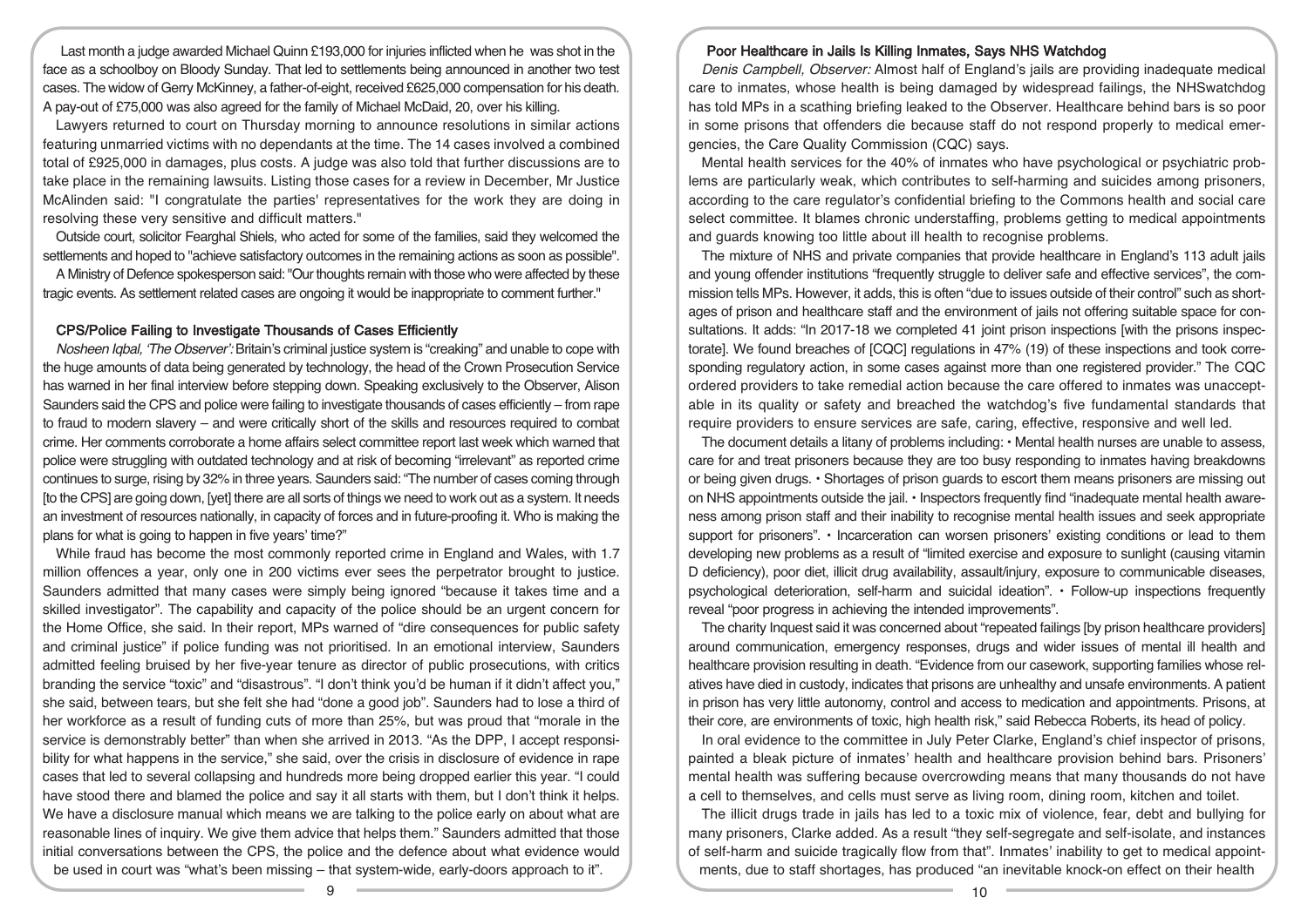Last month a judge awarded Michael Quinn £193,000 for injuries inflicted when he was shot in the face as a schoolboy on Bloody Sunday. That led to settlements being announced in another two test cases. The widow of Gerry McKinney, a father-of-eight, received £625,000 compensation for his death. A pay-out of £75,000 was also agreed for the family of Michael McDaid, 20, over his killing.

Lawyers returned to court on Thursday morning to announce resolutions in similar actions featuring unmarried victims with no dependants at the time. The 14 cases involved a combined total of £925,000 in damages, plus costs. A judge was also told that further discussions are to take place in the remaining lawsuits. Listing those cases for a review in December, Mr Justice McAlinden said: "I congratulate the parties' representatives for the work they are doing in resolving these very sensitive and difficult matters."

Outside court, solicitor Fearghal Shiels, who acted for some of the families, said they welcomed the settlements and hoped to "achieve satisfactory outcomes in the remaining actions as soon as possible".

A Ministry of Defence spokesperson said: "Our thoughts remain with those who were affected by these tragic events. As settlement related cases are ongoing it would be inappropriate to comment further."

### CPS/Police Failing to Investigate Thousands of Cases Efficiently

*Nosheen Iqbal, 'The Observer':* Britain's criminal justice system is "creaking" and unable to cope with the huge amounts of data being generated by technology, the head of the Crown Prosecution Service has warned in her final interview before stepping down. Speaking exclusively to the Observer, Alison Saunders said the CPS and police were failing to investigate thousands of cases efficiently – from rape to fraud to modern slavery – and were critically short of the skills and resources required to combat crime. Her comments corroborate a home affairs select committee report last week which warned that police were struggling with outdated technology and at risk of becoming "irrelevant" as reported crime continues to surge, rising by 32% in three years. Saunders said: "The number of cases coming through [to the CPS] are going down, [yet] there are all sorts of things we need to work out as a system. It needs an investment of resources nationally, in capacity of forces and in future-proofing it. Who is making the plans for what is going to happen in five years' time?"

While fraud has become the most commonly reported crime in England and Wales, with 1.7 million offences a year, only one in 200 victims ever sees the perpetrator brought to justice. Saunders admitted that many cases were simply being ignored "because it takes time and a skilled investigator". The capability and capacity of the police should be an urgent concern for the Home Office, she said. In their report, MPs warned of "dire consequences for public safety and criminal justice" if police funding was not prioritised. In an emotional interview, Saunders admitted feeling bruised by her five-year tenure as director of public prosecutions, with critics branding the service "toxic" and "disastrous". "I don't think you'd be human if it didn't affect you," she said, between tears, but she felt she had "done a good job". Saunders had to lose a third of her workforce as a result of funding cuts of more than 25%, but was proud that "morale in the service is demonstrably better" than when she arrived in 2013. "As the DPP, I accept responsibility for what happens in the service," she said, over the crisis in disclosure of evidence in rape cases that led to several collapsing and hundreds more being dropped earlier this year. "I could have stood there and blamed the police and say it all starts with them, but I don't think it helps. We have a disclosure manual which means we are talking to the police early on about what are reasonable lines of inquiry. We give them advice that helps them." Saunders admitted that those initial conversations between the CPS, the police and the defence about what evidence would be used in court was "what's been missing – that system-wide, early-doors approach to it".

### Poor Healthcare in Jails Is Killing Inmates, Says NHS Watchdog

*Denis Campbell, Observer:* Almost half of England's jails are providing inadequate medical care to inmates, whose health is being damaged by widespread failings, the NHSwatchdog has told MPs in a scathing briefing leaked to the Observer. Healthcare behind bars is so poor in some prisons that offenders die because staff do not respond properly to medical emergencies, the Care Quality Commission (CQC) says.

Mental health services for the 40% of inmates who have psychological or psychiatric problems are particularly weak, which contributes to self-harming and suicides among prisoners, according to the care regulator's confidential briefing to the Commons health and social care select committee. It blames chronic understaffing, problems getting to medical appointments and guards knowing too little about ill health to recognise problems.

The mixture of NHS and private companies that provide healthcare in England's 113 adult jails and young offender institutions "frequently struggle to deliver safe and effective services", the commission tells MPs. However, it adds, this is often "due to issues outside of their control" such as shortages of prison and healthcare staff and the environment of jails not offering suitable space for consultations. It adds: "In 2017-18 we completed 41 joint prison inspections [with the prisons inspectorate]. We found breaches of [CQC] regulations in 47% (19) of these inspections and took corresponding regulatory action, in some cases against more than one registered provider." The CQC ordered providers to take remedial action because the care offered to inmates was unacceptable in its quality or safety and breached the watchdog's five fundamental standards that require providers to ensure services are safe, caring, effective, responsive and well led.

The document details a litany of problems including: • Mental health nurses are unable to assess, care for and treat prisoners because they are too busy responding to inmates having breakdowns or being given drugs. • Shortages of prison guards to escort them means prisoners are missing out on NHS appointments outside the jail. • Inspectors frequently find "inadequate mental health awareness among prison staff and their inability to recognise mental health issues and seek appropriate support for prisoners". • Incarceration can worsen prisoners' existing conditions or lead to them developing new problems as a result of "limited exercise and exposure to sunlight (causing vitamin D deficiency), poor diet, illicit drug availability, assault/injury, exposure to communicable diseases, psychological deterioration, self-harm and suicidal ideation". • Follow-up inspections frequently reveal "poor progress in achieving the intended improvements".

The charity Inquest said it was concerned about "repeated failings [by prison healthcare providers] around communication, emergency responses, drugs and wider issues of mental ill health and healthcare provision resulting in death. "Evidence from our casework, supporting families whose relatives have died in custody, indicates that prisons are unhealthy and unsafe environments. A patient in prison has very little autonomy, control and access to medication and appointments. Prisons, at their core, are environments of toxic, high health risk," said Rebecca Roberts, its head of policy.

In oral evidence to the committee in July Peter Clarke, England's chief inspector of prisons, painted a bleak picture of inmates' health and healthcare provision behind bars. Prisoners' mental health was suffering because overcrowding means that many thousands do not have a cell to themselves, and cells must serve as living room, dining room, kitchen and toilet.

The illicit drugs trade in jails has led to a toxic mix of violence, fear, debt and bullying for many prisoners, Clarke added. As a result "they self-segregate and self-isolate, and instances of self-harm and suicide tragically flow from that". Inmates' inability to get to medical appointments, due to staff shortages, has produced "an inevitable knock-on effect on their health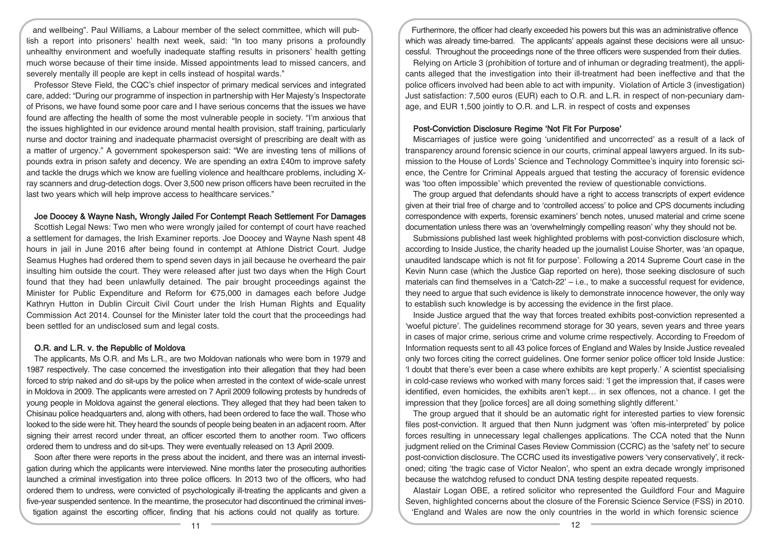and wellbeing". Paul Williams, a Labour member of the select committee, which will publish a report into prisoners' health next week, said: "In too many prisons a profoundly unhealthy environment and woefully inadequate staffing results in prisoners' health getting much worse because of their time inside. Missed appointments lead to missed cancers, and severely mentally ill people are kept in cells instead of hospital wards."

Professor Steve Field, the CQC's chief inspector of primary medical services and integrated care, added: "During our programme of inspection in partnership with Her Majesty's Inspectorate of Prisons, we have found some poor care and I have serious concerns that the issues we have found are affecting the health of some the most vulnerable people in society. "I'm anxious that the issues highlighted in our evidence around mental health provision, staff training, particularly nurse and doctor training and inadequate pharmacist oversight of prescribing are dealt with as a matter of urgency." A government spokesperson said: "We are investing tens of millions of pounds extra in prison safety and decency. We are spending an extra £40m to improve safety and tackle the drugs which we know are fuelling violence and healthcare problems, including X-ray scanners and drug-detection dogs. Over 3,500 new prison officers have been recruited in the last two years which will help improve access to healthcare services."

## Joe Doocey & Wayne Nash, Wrongly Jailed For Contempt Reach Settlement For Damages

Scottish Legal News: Two men who were wrongly jailed for contempt of court have reached a settlement for damages, the Irish Examiner reports. Joe Doocey and Wayne Nash spent 48 hours in jail in June 2016 after being found in contempt at Athlone District Court. Judge Seamus Hughes had ordered them to spend seven days in jail because he overheard the pair insulting him outside the court. They were released after just two days when the High Court found that they had been unlawfully detained. The pair brought proceedings against the Minister for Public Expenditure and Reform for €75,000 in damages each before Judge Kathryn Hutton in Dublin Circuit Civil Court under the Irish Human Rights and Equality Commission Act 2014. Counsel for the Minister later told the court that the proceedings had been settled for an undisclosed sum and legal costs.

## O.R. and L.R. v. the Republic of Moldova

The applicants, Ms O.R. and Ms L.R., are two Moldovan nationals who were born in 1979 and 1987 respectively. The case concerned the investigation into their allegation that they had been forced to strip naked and do sit-ups by the police when arrested in the context of wide-scale unrest in Moldova in 2009. The applicants were arrested on 7 April 2009 following protests by hundreds of young people in Moldova against the general elections. They alleged that they had been taken to Chisinau police headquarters and, along with others, had been ordered to face the wall. Those who looked to the side were hit. They heard the sounds of people being beaten in an adjacent room. After signing their arrest record under threat, an officer escorted them to another room. Two officers ordered them to undress and do sit-ups. They were eventually released on 13 April 2009.

Soon after there were reports in the press about the incident, and there was an internal investigation during which the applicants were interviewed. Nine months later the prosecuting authorities launched a criminal investigation into three police officers. In 2013 two of the officers, who had ordered them to undress, were convicted of psychologically ill-treating the applicants and given a five-year suspended sentence. In the meantime, the prosecutor had discontinued the criminal investigation against the escorting officer, finding that his actions could not qualify as torture. Furthermore, the officer had clearly exceeded his powers but this was an administrative offence which was already time-barred. The applicants' appeals against these decisions were all unsuccessful. Throughout the proceedings none of the three officers were suspended from their duties.

Relying on Article 3 (prohibition of torture and of inhuman or degrading treatment), the applicants alleged that the investigation into their ill-treatment had been ineffective and that the police officers involved had been able to act with impunity. Violation of Article 3 (investigation) Just satisfaction: 7,500 euros (EUR) each to O.R. and L.R. in respect of non-pecuniary damage, and EUR 1,500 jointly to O.R. and L.R. in respect of costs and expenses

## Post-Conviction Disclosure Regime 'Not Fit For Purpose'

Miscarriages of justice were going 'unidentified and uncorrected' as a result of a lack of transparency around forensic science in our courts, criminal appeal lawyers argued. In its submission to the House of Lords' Science and Technology Committee's inquiry into forensic science, the Centre for Criminal Appeals argued that testing the accuracy of forensic evidence was 'too often impossible' which prevented the review of questionable convictions.

The group argued that defendants should have a right to access transcripts of expert evidence given at their trial free of charge and to 'controlled access' to police and CPS documents including correspondence with experts, forensic examiners' bench notes, unused material and crime scene documentation unless there was an 'overwhelmingly compelling reason' why they should not be.

Submissions published last week highlighted problems with post-conviction disclosure which, according to Inside Justice, the charity headed up the journalist Louise Shorter, was 'an opaque, unaudited landscape which is not fit for purpose'. Following a 2014 Supreme Court case in the Kevin Nunn case (which the Justice Gap reported on here), those seeking disclosure of such materials can find themselves in a 'Catch-22' – i.e., to make a successful request for evidence, they need to argue that such evidence is likely to demonstrate innocence however, the only way to establish such knowledge is by accessing the evidence in the first place.

Inside Justice argued that the way that forces treated exhibits post-conviction represented a 'woeful picture'. The guidelines recommend storage for 30 years, seven years and three years in cases of major crime, serious crime and volume crime respectively. According to Freedom of Information requests sent to all 43 police forces of England and Wales by Inside Justice revealed only two forces citing the correct guidelines. One former senior police officer told Inside Justice: 'I doubt that there's ever been a case where exhibits are kept properly.' A scientist specialising in cold-case reviews who worked with many forces said: 'I get the impression that, if cases were identified, even homicides, the exhibits aren't kept… in sex offences, not a chance. I get the impression that they [police forces] are all doing something slightly different.'

The group argued that it should be an automatic right for interested parties to view forensic files post-conviction. It argued that then Nunn judgment was 'often mis-interpreted' by police forces resulting in unnecessary legal challenges applications. The CCA noted that the Nunn judgment relied on the Criminal Cases Review Commission (CCRC) as the 'safety net' to secure post-conviction disclosure. The CCRC used its investigative powers 'very conservatively', it reckoned; citing 'the tragic case of Victor Nealon', who spent an extra decade wrongly imprisoned because the watchdog refused to conduct DNA testing despite repeated requests.

Alastair Logan OBE, a retired solicitor who represented the Guildford Four and Maguire Seven, highlighted concerns about the closure of the Forensic Science Service (FSS) in 2010. 'England and Wales are now the only countries in the world in which forensic science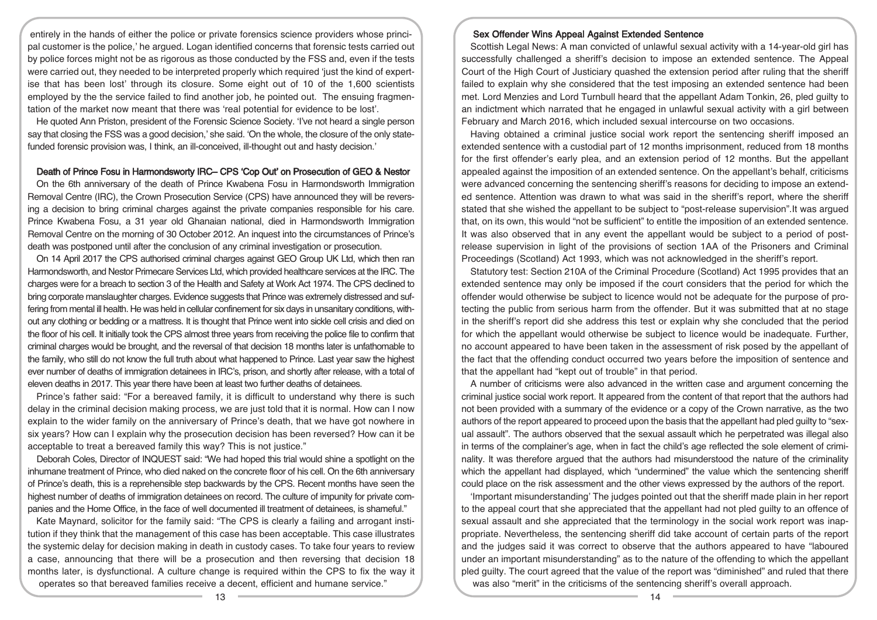entirely in the hands of either the police or private forensics science providers whose principal customer is the police,' he argued. Logan identified concerns that forensic tests carried out by police forces might not be as rigorous as those conducted by the FSS and, even if the tests were carried out, they needed to be interpreted properly which required 'just the kind of expertise that has been lost' through its closure. Some eight out of 10 of the 1,600 scientists employed by the the service failed to find another job, he pointed out. The ensuing fragmentation of the market now meant that there was 'real potential for evidence to be lost'.

He quoted Ann Priston, president of the Forensic Science Society. 'I've not heard a single person say that closing the FSS was a good decision,' she said. 'On the whole, the closure of the only state-funded forensic provision was, I think, an ill-conceived, ill-thought out and hasty decision.'

### Death of Prince Fosu in Harmondsworty IRC– CPS 'Cop Out' on Prosecution of GEO & Nestor

On the 6th anniversary of the death of Prince Kwabena Fosu in Harmondsworth Immigration Removal Centre (IRC), the Crown Prosecution Service (CPS) have announced they will be reversing a decision to bring criminal charges against the private companies responsible for his care. Prince Kwabena Fosu, a 31 year old Ghanaian national, died in Harmondsworth Immigration Removal Centre on the morning of 30 October 2012. An inquest into the circumstances of Prince's death was postponed until after the conclusion of any criminal investigation or prosecution.

On 14 April 2017 the CPS authorised criminal charges against GEO Group UK Ltd, which then ran Harmondsworth, and Nestor Primecare Services Ltd, which provided healthcare services at the IRC. The charges were for a breach to section 3 of the Health and Safety at Work Act 1974. The CPS declined to bring corporate manslaughter charges. Evidence suggests that Prince was extremely distressed and suffering from mental ill health. He was held in cellular confinement for six days in unsanitary conditions, without any clothing or bedding or a mattress. It is thought that Prince went into sickle cell crisis and died on the floor of his cell. It initially took the CPS almost three years from receiving the police file to confirm that criminal charges would be brought, and the reversal of that decision 18 months later is unfathomable to the family, who still do not know the full truth about what happened to Prince. Last year saw the highest ever number of deaths of immigration detainees in IRC's, prison, and shortly after release, with a total of eleven deaths in 2017. This year there have been at least two further deaths of detainees.

Prince's father said: "For a bereaved family, it is difficult to understand why there is such delay in the criminal decision making process, we are just told that it is normal. How can I now explain to the wider family on the anniversary of Prince's death, that we have got nowhere in six years? How can I explain why the prosecution decision has been reversed? How can it be acceptable to treat a bereaved family this way? This is not justice."

Deborah Coles, Director of INQUEST said: "We had hoped this trial would shine a spotlight on the inhumane treatment of Prince, who died naked on the concrete floor of his cell. On the 6th anniversary of Prince's death, this is a reprehensible step backwards by the CPS. Recent months have seen the highest number of deaths of immigration detainees on record. The culture of impunity for private companies and the Home Office, in the face of well documented ill treatment of detainees, is shameful."

Kate Maynard, solicitor for the family said: "The CPS is clearly a failing and arrogant institution if they think that the management of this case has been acceptable. This case illustrates the systemic delay for decision making in death in custody cases. To take four years to review a case, announcing that there will be a prosecution and then reversing that decision 18 months later, is dysfunctional. A culture change is required within the CPS to fix the way it operates so that bereaved families receive a decent, efficient and humane service."

### Sex Offender Wins Appeal Against Extended Sentence

Scottish Legal News: A man convicted of unlawful sexual activity with a 14-year-old girl has successfully challenged a sheriff's decision to impose an extended sentence. The Appeal Court of the High Court of Justiciary quashed the extension period after ruling that the sheriff failed to explain why she considered that the test imposing an extended sentence had been met. Lord Menzies and Lord Turnbull heard that the appellant Adam Tonkin, 26, pled guilty to an indictment which narrated that he engaged in unlawful sexual activity with a girl between February and March 2016, which included sexual intercourse on two occasions.

Having obtained a criminal justice social work report the sentencing sheriff imposed an extended sentence with a custodial part of 12 months imprisonment, reduced from 18 months for the first offender's early plea, and an extension period of 12 months. But the appellant appealed against the imposition of an extended sentence. On the appellant's behalf, criticisms were advanced concerning the sentencing sheriff's reasons for deciding to impose an extended sentence. Attention was drawn to what was said in the sheriff's report, where the sheriff stated that she wished the appellant to be subject to "post-release supervision".It was argued that, on its own, this would "not be sufficient" to entitle the imposition of an extended sentence. It was also observed that in any event the appellant would be subject to a period of post-release supervision in light of the provisions of section 1AA of the Prisoners and Criminal Proceedings (Scotland) Act 1993, which was not acknowledged in the sheriff's report.

Statutory test: Section 210A of the Criminal Procedure (Scotland) Act 1995 provides that an extended sentence may only be imposed if the court considers that the period for which the offender would otherwise be subject to licence would not be adequate for the purpose of protecting the public from serious harm from the offender. But it was submitted that at no stage in the sheriff's report did she address this test or explain why she concluded that the period for which the appellant would otherwise be subject to licence would be inadequate. Further, no account appeared to have been taken in the assessment of risk posed by the appellant of the fact that the offending conduct occurred two years before the imposition of sentence and that the appellant had "kept out of trouble" in that period.

A number of criticisms were also advanced in the written case and argument concerning the criminal justice social work report. It appeared from the content of that report that the authors had not been provided with a summary of the evidence or a copy of the Crown narrative, as the two authors of the report appeared to proceed upon the basis that the appellant had pled guilty to "sexual assault". The authors observed that the sexual assault which he perpetrated was illegal also in terms of the complainer's age, when in fact the child's age reflected the sole element of criminality. It was therefore argued that the authors had misunderstood the nature of the criminality which the appellant had displayed, which "undermined" the value which the sentencing sheriff could place on the risk assessment and the other views expressed by the authors of the report.

'Important misunderstanding' The judges pointed out that the sheriff made plain in her report to the appeal court that she appreciated that the appellant had not pled guilty to an offence of sexual assault and she appreciated that the terminology in the social work report was inappropriate. Nevertheless, the sentencing sheriff did take account of certain parts of the report and the judges said it was correct to observe that the authors appeared to have "laboured under an important misunderstanding" as to the nature of the offending to which the appellant pled guilty. The court agreed that the value of the report was "diminished" and ruled that there was also "merit" in the criticisms of the sentencing sheriff's overall approach.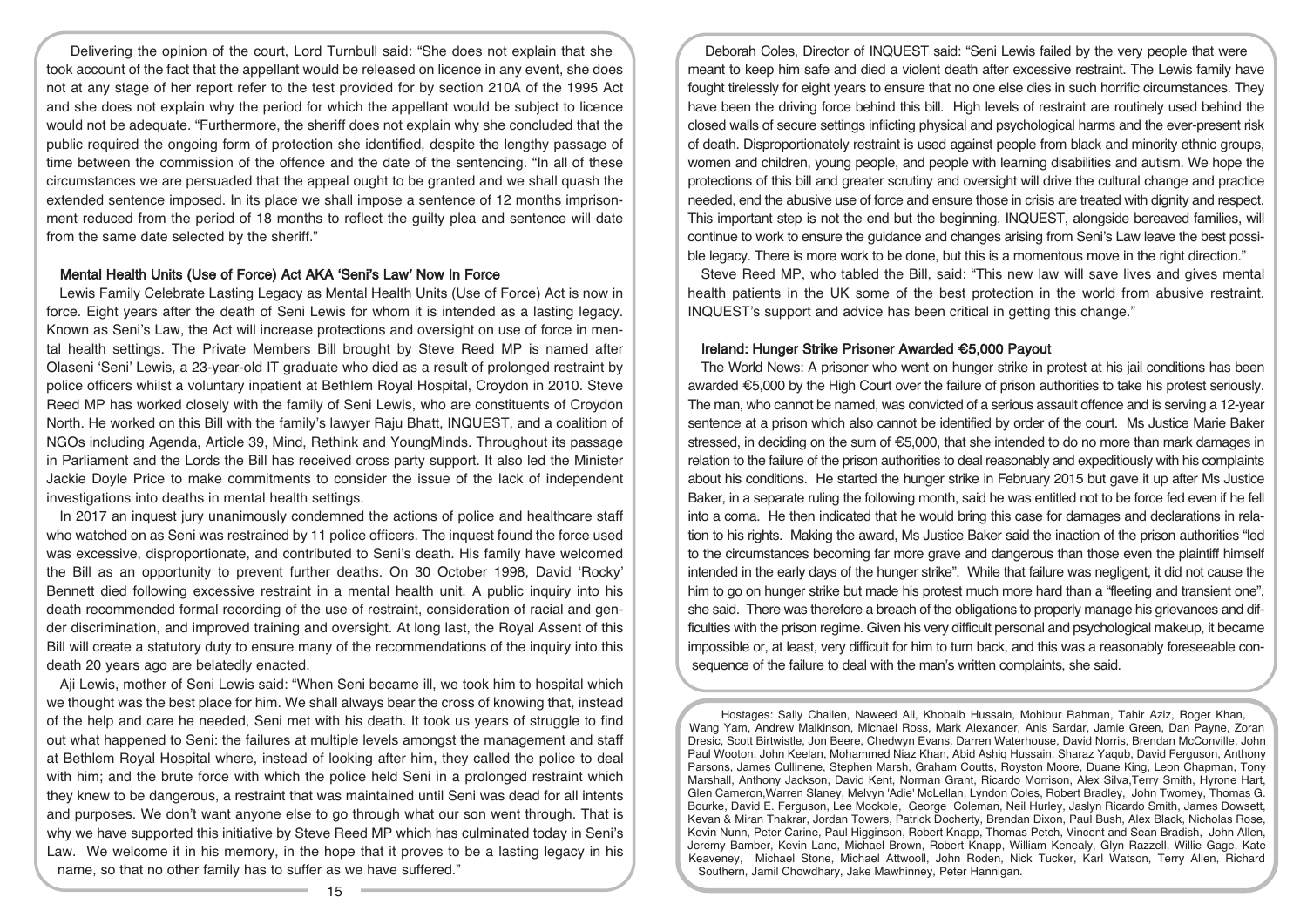Delivering the opinion of the court, Lord Turnbull said: "She does not explain that she took account of the fact that the appellant would be released on licence in any event, she does not at any stage of her report refer to the test provided for by section 210A of the 1995 Act and she does not explain why the period for which the appellant would be subject to licence would not be adequate. "Furthermore, the sheriff does not explain why she concluded that the public required the ongoing form of protection she identified, despite the lengthy passage of time between the commission of the offence and the date of the sentencing. "In all of these circumstances we are persuaded that the appeal ought to be granted and we shall quash the extended sentence imposed. In its place we shall impose a sentence of 12 months imprisonment reduced from the period of 18 months to reflect the guilty plea and sentence will date from the same date selected by the sheriff."

### Mental Health Units (Use of Force) Act AKA 'Seni's Law' Now In Force

Lewis Family Celebrate Lasting Legacy as Mental Health Units (Use of Force) Act is now in force. Eight years after the death of Seni Lewis for whom it is intended as a lasting legacy. Known as Seni's Law, the Act will increase protections and oversight on use of force in mental health settings. The Private Members Bill brought by Steve Reed MP is named after Olaseni 'Seni' Lewis, a 23-year-old IT graduate who died as a result of prolonged restraint by police officers whilst a voluntary inpatient at Bethlem Royal Hospital, Croydon in 2010. Steve Reed MP has worked closely with the family of Seni Lewis, who are constituents of Croydon North. He worked on this Bill with the family's lawyer Raju Bhatt, INQUEST, and a coalition of NGOs including Agenda, Article 39, Mind, Rethink and YoungMinds. Throughout its passage in Parliament and the Lords the Bill has received cross party support. It also led the Minister Jackie Doyle Price to make commitments to consider the issue of the lack of independent investigations into deaths in mental health settings.

In 2017 an inquest jury unanimously condemned the actions of police and healthcare staff who watched on as Seni was restrained by 11 police officers. The inquest found the force used was excessive, disproportionate, and contributed to Seni's death. His family have welcomed the Bill as an opportunity to prevent further deaths. On 30 October 1998, David 'Rocky' Bennett died following excessive restraint in a mental health unit. A public inquiry into his death recommended formal recording of the use of restraint, consideration of racial and gender discrimination, and improved training and oversight. At long last, the Royal Assent of this Bill will create a statutory duty to ensure many of the recommendations of the inquiry into this death 20 years ago are belatedly enacted.

Aji Lewis, mother of Seni Lewis said: "When Seni became ill, we took him to hospital which we thought was the best place for him. We shall always bear the cross of knowing that, instead of the help and care he needed, Seni met with his death. It took us years of struggle to find out what happened to Seni: the failures at multiple levels amongst the management and staff at Bethlem Royal Hospital where, instead of looking after him, they called the police to deal with him; and the brute force with which the police held Seni in a prolonged restraint which they knew to be dangerous, a restraint that was maintained until Seni was dead for all intents and purposes. We don't want anyone else to go through what our son went through. That is why we have supported this initiative by Steve Reed MP which has culminated today in Seni's Law. We welcome it in his memory, in the hope that it proves to be a lasting legacy in his name, so that no other family has to suffer as we have suffered."

Deborah Coles, Director of INQUEST said: "Seni Lewis failed by the very people that were meant to keep him safe and died a violent death after excessive restraint. The Lewis family have fought tirelessly for eight years to ensure that no one else dies in such horrific circumstances. They have been the driving force behind this bill. High levels of restraint are routinely used behind the closed walls of secure settings inflicting physical and psychological harms and the ever-present risk of death. Disproportionately restraint is used against people from black and minority ethnic groups, women and children, young people, and people with learning disabilities and autism. We hope the protections of this bill and greater scrutiny and oversight will drive the cultural change and practice needed, end the abusive use of force and ensure those in crisis are treated with dignity and respect. This important step is not the end but the beginning. INQUEST, alongside bereaved families, will continue to work to ensure the guidance and changes arising from Seni's Law leave the best possible legacy. There is more work to be done, but this is a momentous move in the right direction."

Steve Reed MP, who tabled the Bill, said: "This new law will save lives and gives mental health patients in the UK some of the best protection in the world from abusive restraint. INQUEST's support and advice has been critical in getting this change."

### Ireland: Hunger Strike Prisoner Awarded €5,000 Payout

The World News: A prisoner who went on hunger strike in protest at his jail conditions has been awarded €5,000 by the High Court over the failure of prison authorities to take his protest seriously. The man, who cannot be named, was convicted of a serious assault offence and is serving a 12-year sentence at a prison which also cannot be identified by order of the court. Ms Justice Marie Baker stressed, in deciding on the sum of €5,000, that she intended to do no more than mark damages in relation to the failure of the prison authorities to deal reasonably and expeditiously with his complaints about his conditions. He started the hunger strike in February 2015 but gave it up after Ms Justice Baker, in a separate ruling the following month, said he was entitled not to be force fed even if he fell into a coma. He then indicated that he would bring this case for damages and declarations in relation to his rights. Making the award, Ms Justice Baker said the inaction of the prison authorities "led to the circumstances becoming far more grave and dangerous than those even the plaintiff himself intended in the early days of the hunger strike". While that failure was negligent, it did not cause the him to go on hunger strike but made his protest much more hard than a "fleeting and transient one", she said. There was therefore a breach of the obligations to properly manage his grievances and difficulties with the prison regime. Given his very difficult personal and psychological makeup, it became impossible or, at least, very difficult for him to turn back, and this was a reasonably foreseeable consequence of the failure to deal with the man's written complaints, she said.

Hostages: Sally Challen, Naweed Ali, Khobaib Hussain, Mohibur Rahman, Tahir Aziz, Roger Khan, Wang Yam, Andrew Malkinson, Michael Ross, Mark Alexander, Anis Sardar, Jamie Green, Dan Payne, Zoran Dresic, Scott Birtwistle, Jon Beere, Chedwyn Evans, Darren Waterhouse, David Norris, Brendan McConville, John Paul Wooton, John Keelan, Mohammed Niaz Khan, Abid Ashiq Hussain, Sharaz Yaqub, David Ferguson, Anthony Parsons, James Cullinene, Stephen Marsh, Graham Coutts, Royston Moore, Duane King, Leon Chapman, Tony Marshall, Anthony Jackson, David Kent, Norman Grant, Ricardo Morrison, Alex Silva,Terry Smith, Hyrone Hart, Glen Cameron,Warren Slaney, Melvyn 'Adie' McLellan, Lyndon Coles, Robert Bradley, John Twomey, Thomas G. Bourke, David E. Ferguson, Lee Mockble, George Coleman, Neil Hurley, Jaslyn Ricardo Smith, James Dowsett, Kevan & Miran Thakrar, Jordan Towers, Patrick Docherty, Brendan Dixon, Paul Bush, Alex Black, Nicholas Rose, Kevin Nunn, Peter Carine, Paul Higginson, Robert Knapp, Thomas Petch, Vincent and Sean Bradish, John Allen, Jeremy Bamber, Kevin Lane, Michael Brown, Robert Knapp, William Kenealy, Glyn Razzell, Willie Gage, Kate Keaveney, Michael Stone, Michael Attwooll, John Roden, Nick Tucker, Karl Watson, Terry Allen, Richard Southern, Jamil Chowdhary, Jake Mawhinney, Peter Hannigan.